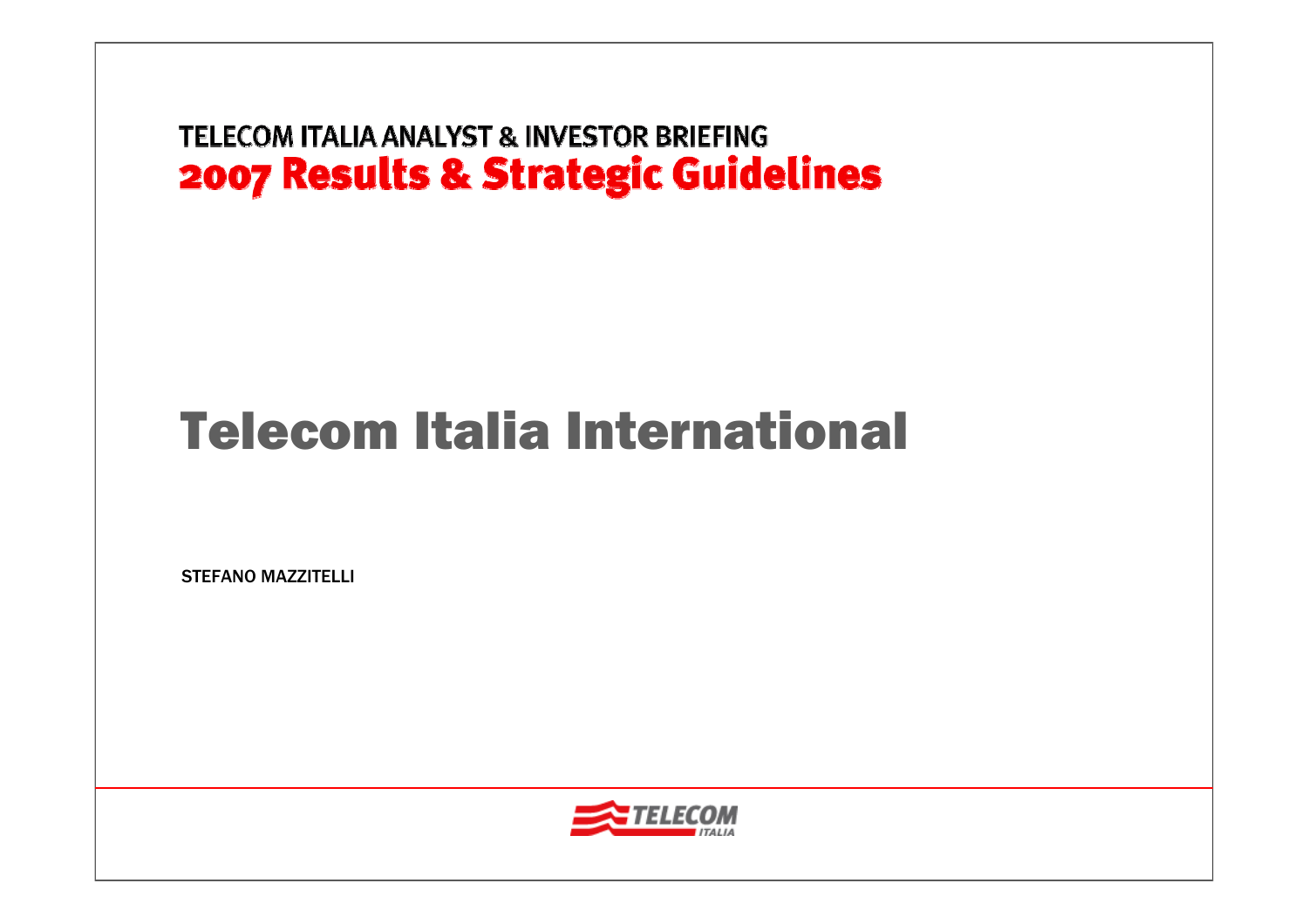TELECOM ITALIA ANALYST & INVESTOR BRIEFING

# 2007 Results & Strategic Guidelines

# Telecom Italia International

STEFANO MAZZITELLI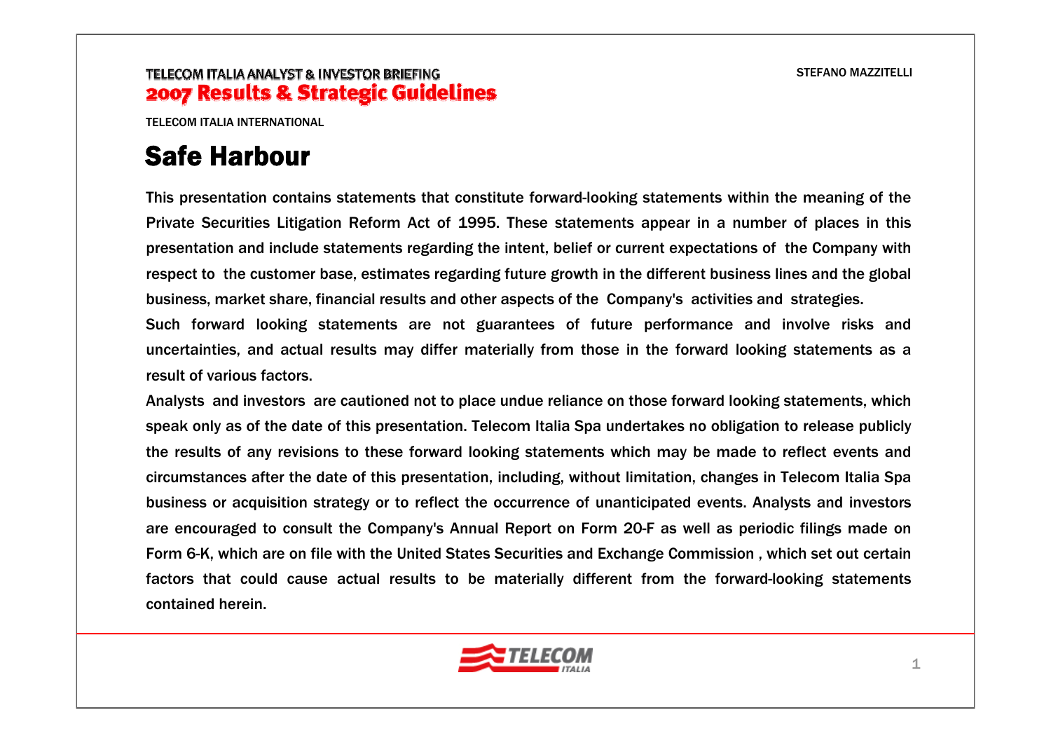# Safe Harbour

This presentation contains statements that constitute forward-looking statements within the meaning of the Private Securities Litigation Reform Act of 1995. These statements appear in a number of places in this presentation and include statements regarding the intent, belief or current expectations of the Company with respect to the customer base, estimates regarding future growth in the different business lines and the global business, market share, financial results and other aspects of the Company's activities and strategies.

Such forward looking statements are not guarantees of future performance and involve risks and uncertainties, and actual results may differ materially from those in the forward looking statements as a result of various factors.

Analysts and investors are cautioned not to place undue reliance on those forward looking statements, which speak only as of the date of this presentation. Telecom Italia Spa undertakes no obligation to release publicly the results of any revisions to these forward looking statements which may be made to reflect events and circumstances after the date of this presentation, including, without limitation, changes in Telecom Italia Spa business or acquisition strategy or to reflect the occurrence of unanticipated events. Analysts and investors are encouraged to consult the Company's Annual Report on Form 20-F as well as periodic filings made on Form 6-K, which are on file with the United States Securities and Exchange Commission , which set out certain factors that could cause actual results to be materially different from the forward-looking statements contained herein.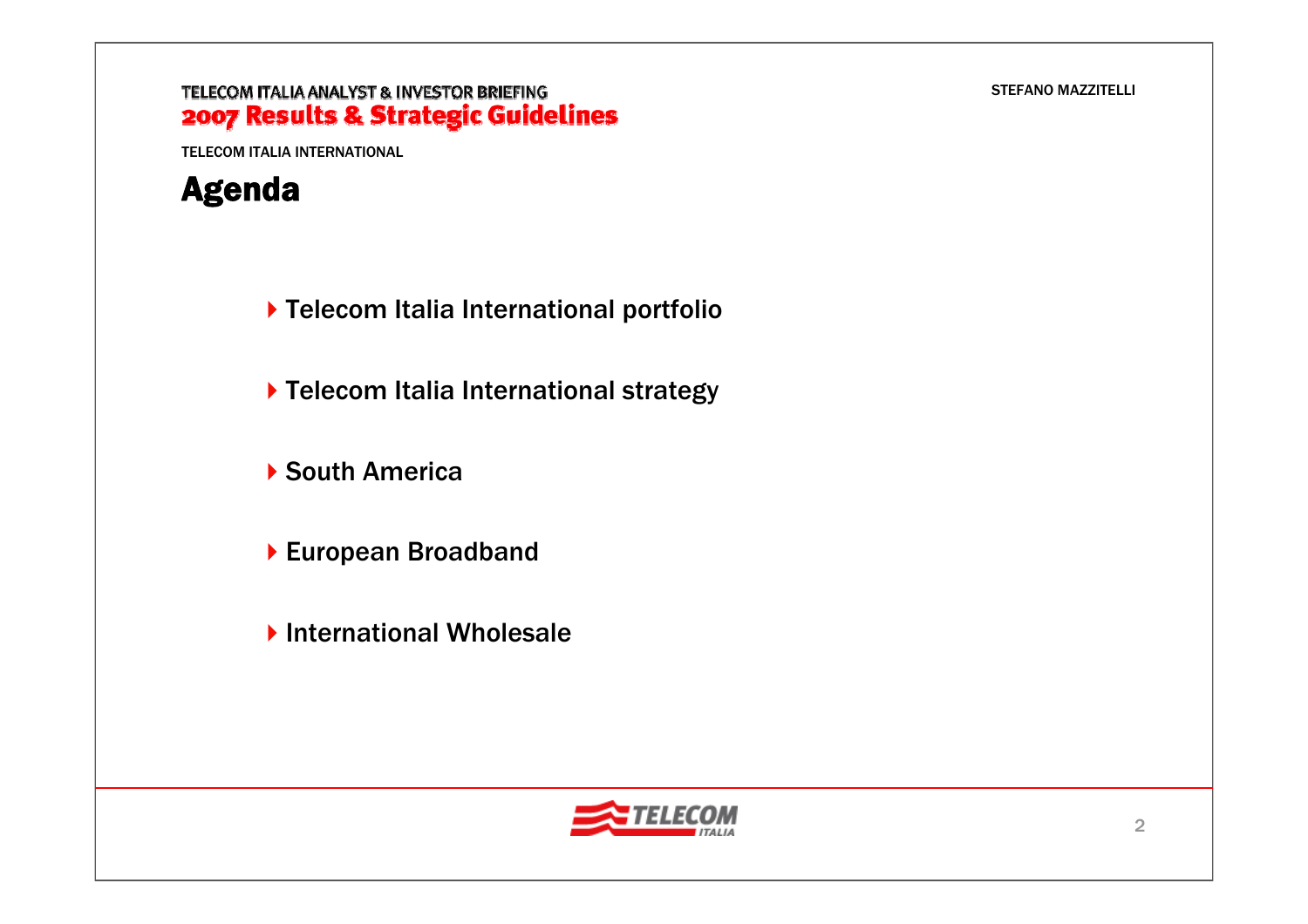TELECOM ITALIA INTERNATIONAL

# Agenda

- Telecom Italia International portfolio
- Telecom Italia International strategy
- South America
- European Broadband
- International Wholesale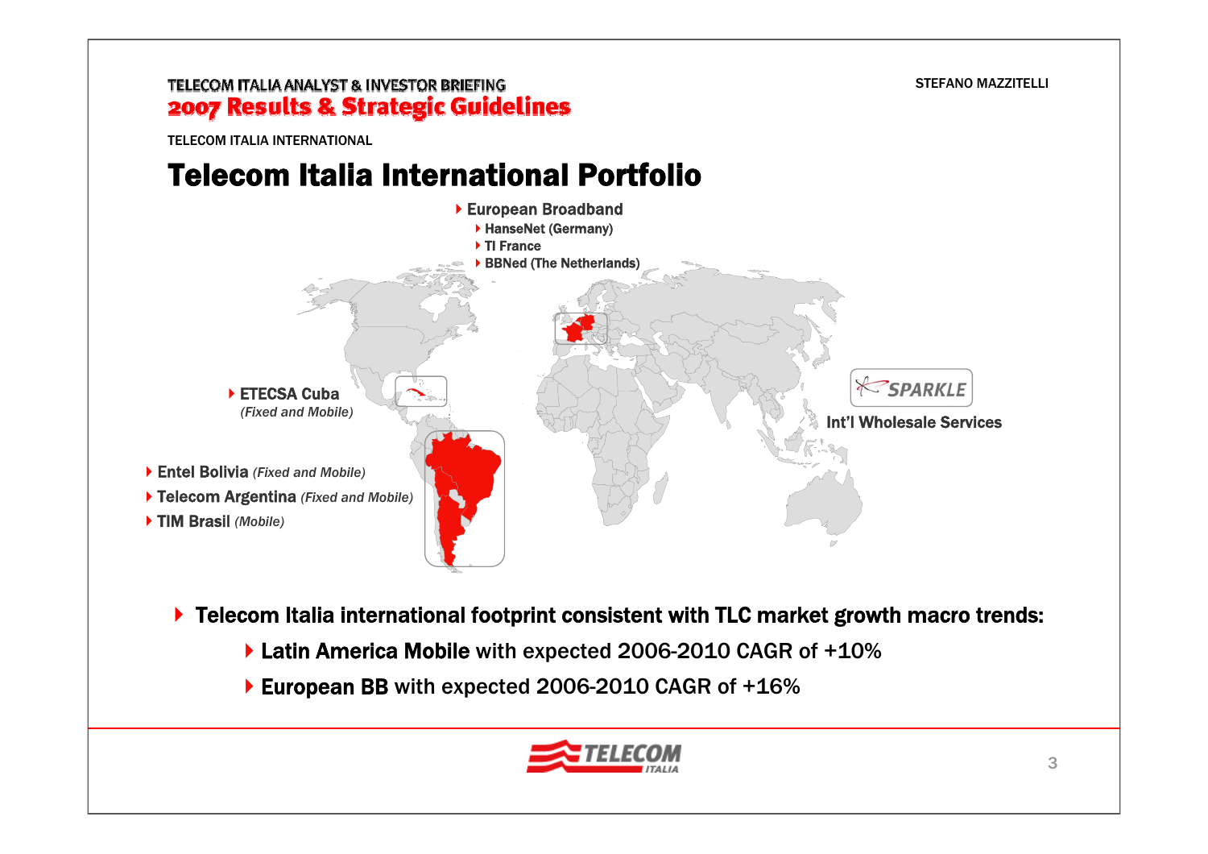TELECOM ITALIA INTERNATIONAL

# Telecom Italia International Portfolio

- **European Broadband**
  - **HanseNet (Germany)**
  - **TI France**
  - **BBNed (The Netherlands)**
- **ETECSA Cuba** *(Fixed and Mobile)*
- **Entel Bolivia** *(Fixed and Mobile)*
- **Telecom Argentina** *(Fixed and Mobile)*
- **TIM Brasil** *(Mobile)*
- **SPARKLE** – **Int'l Wholesale Services**

- **Telecom Italia international footprint consistent with TLC market growth macro trends:**
  - **Latin America Mobile** with expected 2006-2010 CAGR of +10%
  - **European BB** with expected 2006-2010 CAGR of +16%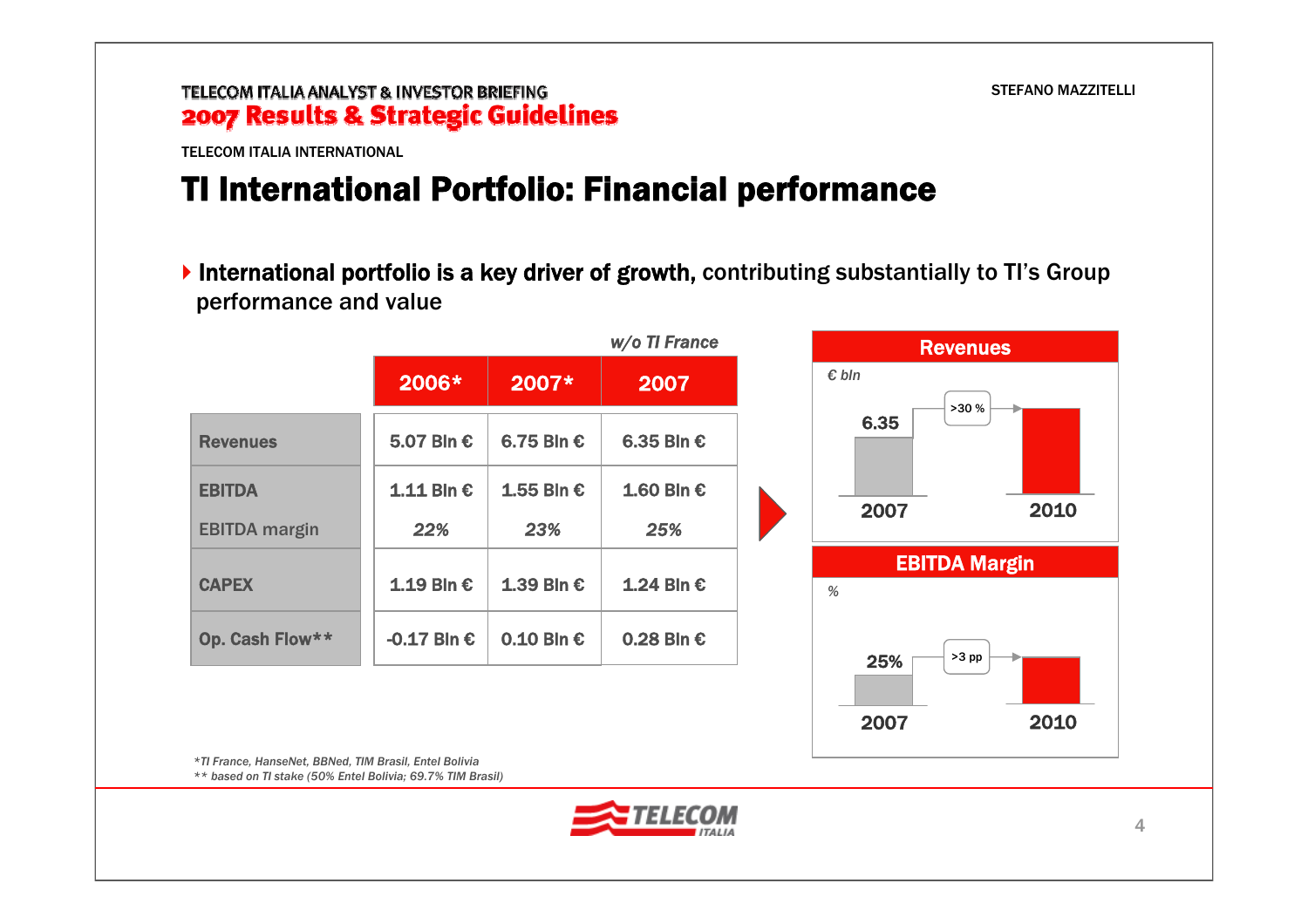TELECOM ITALIA INTERNATIONAL

# TI International Portfolio: Financial performance

- **International portfolio is a key driver of growth,** contributing substantially to TI's Group performance and value

|  | 2006* | 2007* | 2007 (*w/o TI France*) |
|---|---|---|---|
| Revenues | 5.07 Bln € | 6.75 Bln € | 6.35 Bln € |
| EBITDA | 1.11 Bln € | 1.55 Bln € | 1.60 Bln € |
| EBITDA margin | *22%* | *23%* | *25%* |
| CAPEX | 1.19 Bln € | 1.39 Bln € | 1.24 Bln € |
| Op. Cash Flow** | -0.17 Bln € | 0.10 Bln € | 0.28 Bln € |

**Revenues**

*€ bln*

| 2007 | | 2010 |
|---|---|---|
| 6.35 | >30 % | |

**EBITDA Margin**

%

| 2007 | | 2010 |
|---|---|---|
| 25% | >3 pp | |

*\*TI France, HanseNet, BBNed, TIM Brasil, Entel Bolivia*
*\*\* based on TI stake (50% Entel Bolivia; 69.7% TIM Brasil)*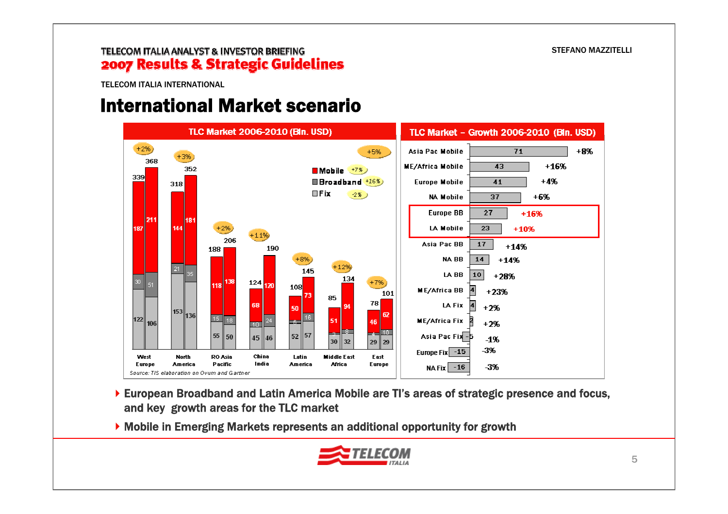TELECOM ITALIA ANALYST & INVESTOR BRIEFING
**2007 Results & Strategic Guidelines**

STEFANO MAZZITELLI

TELECOM ITALIA INTERNATIONAL

# International Market scenario

## TLC Market 2006-2010 (Bln. USD)

| Region | Year | Fix | Broadband | Mobile | Total | CAGR |
|---|---|---|---|---|---|---|
| West Europe | 2006 | 122 | 30 | 187 | 339 | +2% |
| West Europe | 2010 | 106 | 51 | 211 | 368 | |
| North America | 2006 | 153 | 21 | 144 | 318 | +3% |
| North America | 2010 | 136 | 35 | 181 | 352 | |
| RO Asia Pacific | 2006 | 55 | 15 | 118 | 188 | +2% |
| RO Asia Pacific | 2010 | 50 | 18 | 138 | 206 | |
| China India | 2006 | 45 | 10 | 68 | 124 | +11% |
| China India | 2010 | 46 | 24 | 120 | 190 | |
| Latin America | 2006 | 52 | 6 | 50 | 108 | +8% |
| Latin America | 2010 | 57 | 16 | 73 | 145 | |
| Middle East Africa | 2006 | 30 | 3 | 51 | 85 | +12% |
| Middle East Africa | 2010 | 32 | 8 | 94 | 134 | |
| East Europe | 2006 | 29 | 4 | 46 | 78 | +7% |
| East Europe | 2010 | 29 | 10 | 62 | 101 | |

Legend: Mobile +7%; Broadband +16%; Fix -2%. Overall +5%.

*Source: TIS elaboration on Ovum and Gartner*

## TLC Market – Growth 2006-2010 (Bln. USD)

| Segment | Growth (Bln. USD) | CAGR |
|---|---|---|
| Asia Pac Mobile | 71 | +8% |
| ME/Africa Mobile | 43 | +16% |
| Europe Mobile | 41 | +4% |
| NA Mobile | 37 | +6% |
| Europe BB | 27 | +16% |
| LA Mobile | 23 | +10% |
| Asia Pac BB | 17 | +14% |
| NA BB | 14 | +14% |
| LA BB | 10 | +28% |
| ME/Africa BB | 4 | +23% |
| LA Fix | 4 | +2% |
| ME/Africa Fix | 2 | +2% |
| Asia Pac Fix | -5 | -1% |
| Europe Fix | -15 | -3% |
| NA Fix | -16 | -3% |

- European Broadband and Latin America Mobile are TI's areas of strategic presence and focus, and key growth areas for the TLC market
- Mobile in Emerging Markets represents an additional opportunity for growth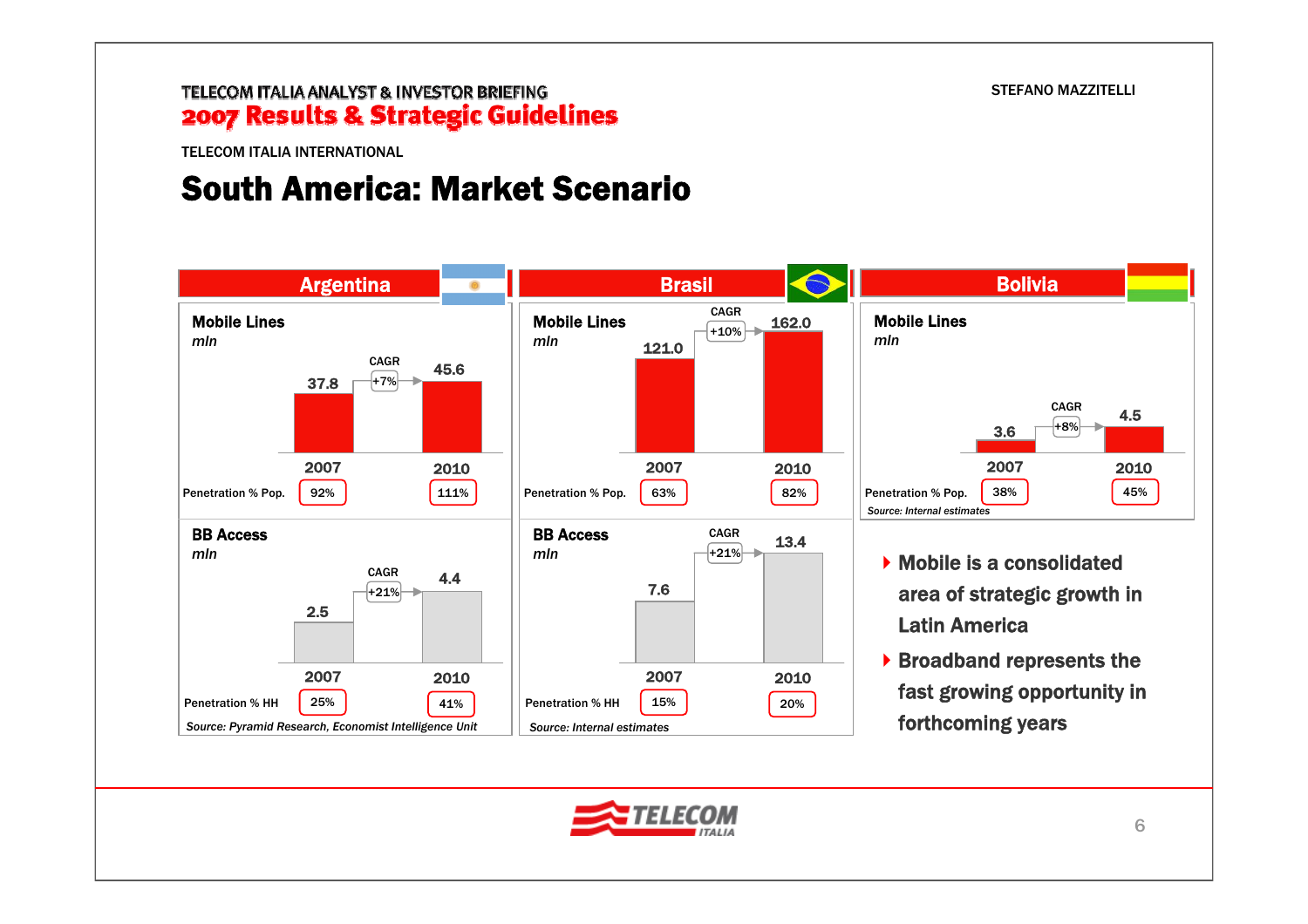TELECOM ITALIA INTERNATIONAL

# South America: Market Scenario

## Argentina

**Mobile Lines**
*mln*

| | 2007 | 2010 |
|---|---|---|
| Mobile Lines (mln) | 37.8 | 45.6 |
| CAGR | +7% | |
| Penetration % Pop. | 92% | 111% |

**BB Access**
*mln*

| | 2007 | 2010 |
|---|---|---|
| BB Access (mln) | 2.5 | 4.4 |
| CAGR | +21% | |
| Penetration % HH | 25% | 41% |

*Source: Pyramid Research, Economist Intelligence Unit*

## Brasil

**Mobile Lines**
*mln*

| | 2007 | 2010 |
|---|---|---|
| Mobile Lines (mln) | 121.0 | 162.0 |
| CAGR | +10% | |
| Penetration % Pop. | 63% | 82% |

**BB Access**
*mln*

| | 2007 | 2010 |
|---|---|---|
| BB Access (mln) | 7.6 | 13.4 |
| CAGR | +21% | |
| Penetration % HH | 15% | 20% |

*Source: Internal estimates*

## Bolivia

**Mobile Lines**
*mln*

| | 2007 | 2010 |
|---|---|---|
| Mobile Lines (mln) | 3.6 | 4.5 |
| CAGR | +8% | |
| Penetration % Pop. | 38% | 45% |

*Source: Internal estimates*

- **Mobile is a consolidated area of strategic growth in Latin America**
- **Broadband represents the fast growing opportunity in forthcoming years**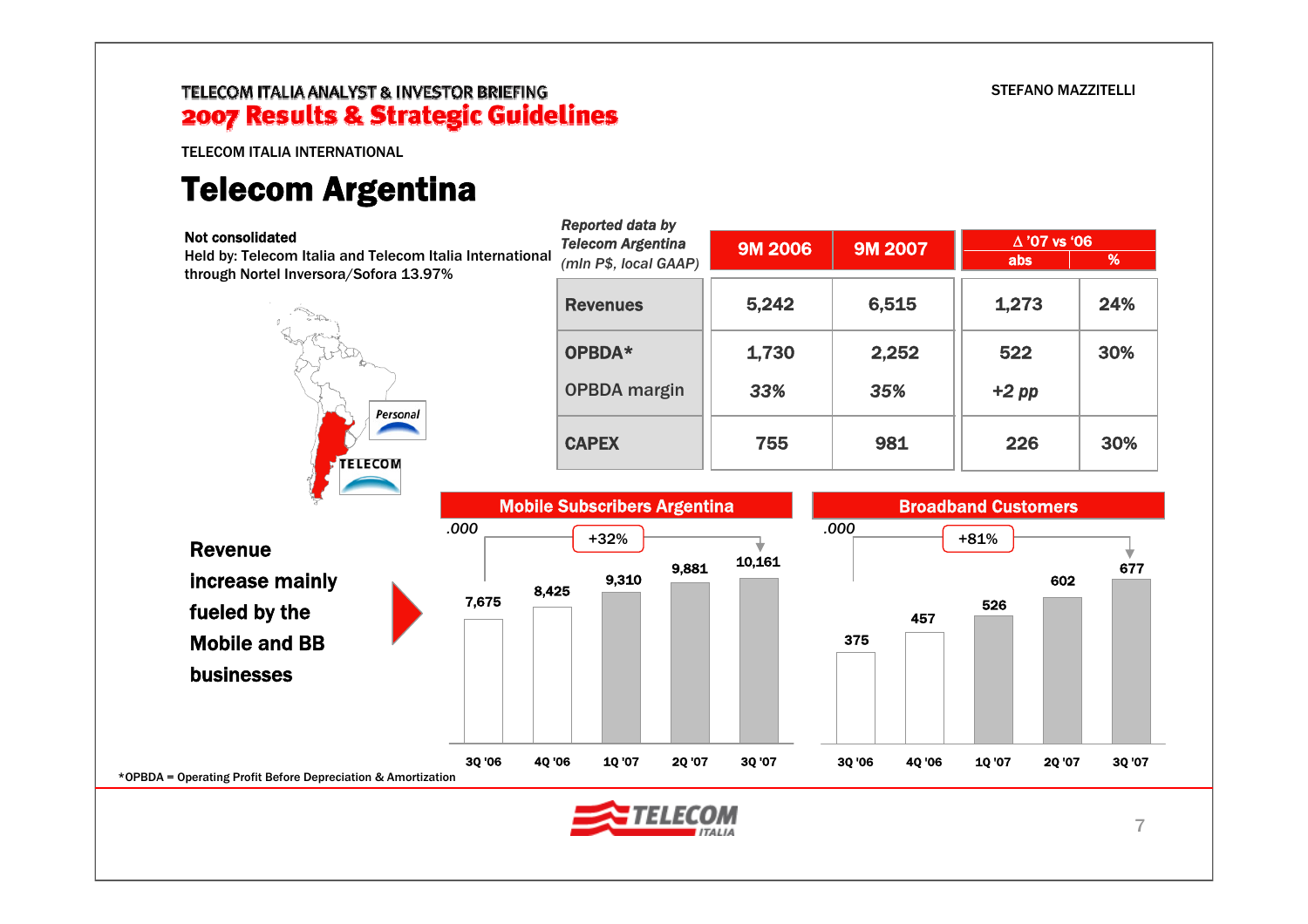TELECOM ITALIA INTERNATIONAL

# Telecom Argentina

**Not consolidated**
Held by: Telecom Italia and Telecom Italia International through Nortel Inversora/Sofora 13.97%

| *Reported data by Telecom Argentina (mln P$, local GAAP)* | 9M 2006 | 9M 2007 | Δ '07 vs '06 abs | Δ '07 vs '06 % |
|---|---|---|---|---|
| **Revenues** | 5,242 | 6,515 | 1,273 | 24% |
| **OPBDA*** | 1,730 | 2,252 | 522 | 30% |
| OPBDA margin | *33%* | *35%* | *+2 pp* | |
| **CAPEX** | 755 | 981 | 226 | 30% |

**Revenue increase mainly fueled by the Mobile and BB businesses**

**Mobile Subscribers Argentina** (.000) — +32%

| 3Q '06 | 4Q '06 | 1Q '07 | 2Q '07 | 3Q '07 |
|---|---|---|---|---|
| 7,675 | 8,425 | 9,310 | 9,881 | 10,161 |

**Broadband Customers** (.000) — +81%

| 3Q '06 | 4Q '06 | 1Q '07 | 2Q '07 | 3Q '07 |
|---|---|---|---|---|
| 375 | 457 | 526 | 602 | 677 |

*OPBDA = Operating Profit Before Depreciation & Amortization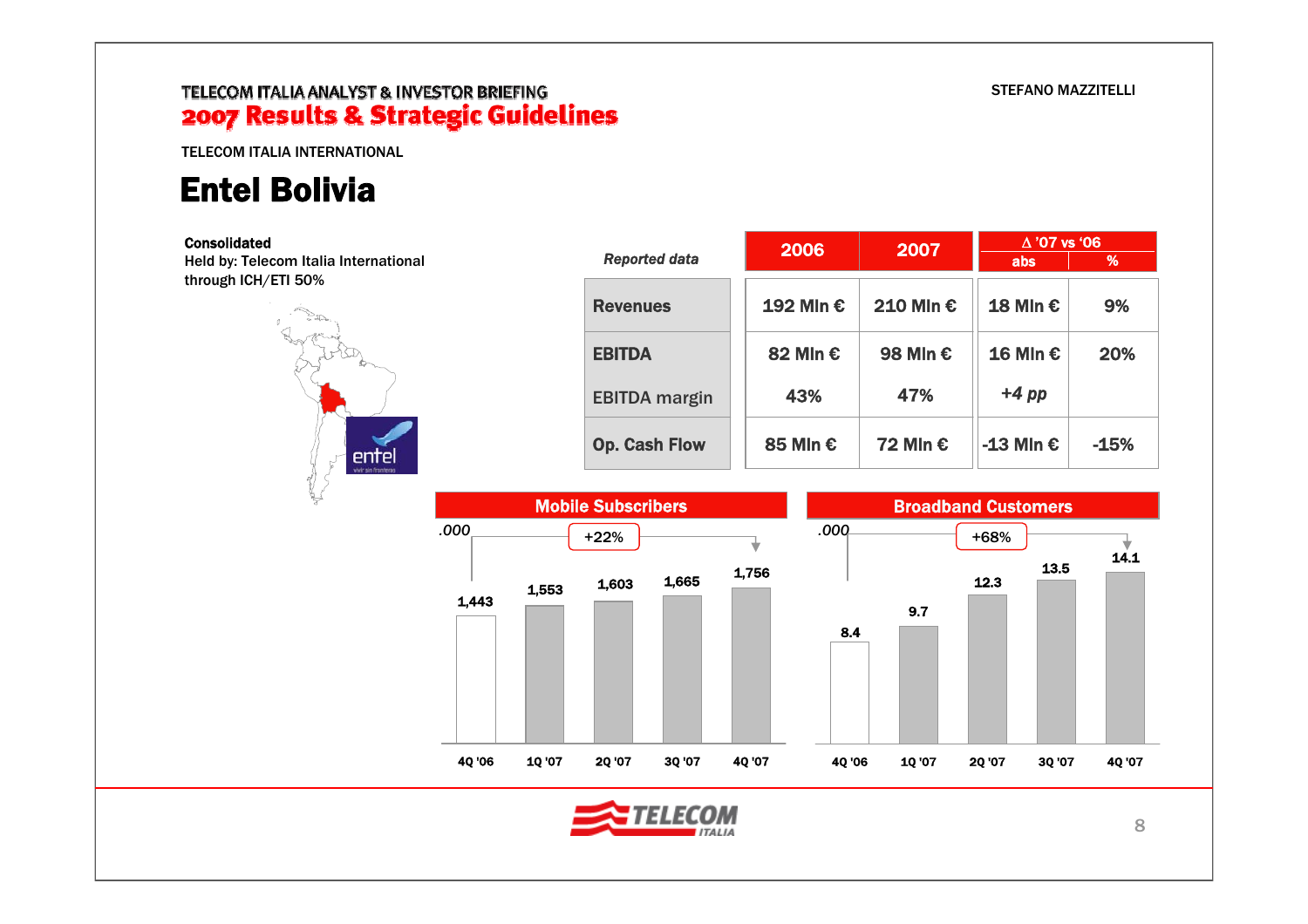TELECOM ITALIA ANALYST & INVESTOR BRIEFING

**2007 Results & Strategic Guidelines**

STEFANO MAZZITELLI

TELECOM ITALIA INTERNATIONAL

# Entel Bolivia

**Consolidated**
Held by: Telecom Italia International through ICH/ETI 50%

| *Reported data* | 2006 | 2007 | Δ '07 vs '06 abs | Δ '07 vs '06 % |
|---|---|---|---|---|
| Revenues | 192 Mln € | 210 Mln € | 18 Mln € | 9% |
| EBITDA | 82 Mln € | 98 Mln € | 16 Mln € | 20% |
| EBITDA margin | 43% | 47% | *+4 pp* | |
| Op. Cash Flow | 85 Mln € | 72 Mln € | -13 Mln € | -15% |

**Mobile Subscribers** (.000) — +22%

| 4Q '06 | 1Q '07 | 2Q '07 | 3Q '07 | 4Q '07 |
|---|---|---|---|---|
| 1,443 | 1,553 | 1,603 | 1,665 | 1,756 |

**Broadband Customers** (.000) — +68%

| 4Q '06 | 1Q '07 | 2Q '07 | 3Q '07 | 4Q '07 |
|---|---|---|---|---|
| 8.4 | 9.7 | 12.3 | 13.5 | 14.1 |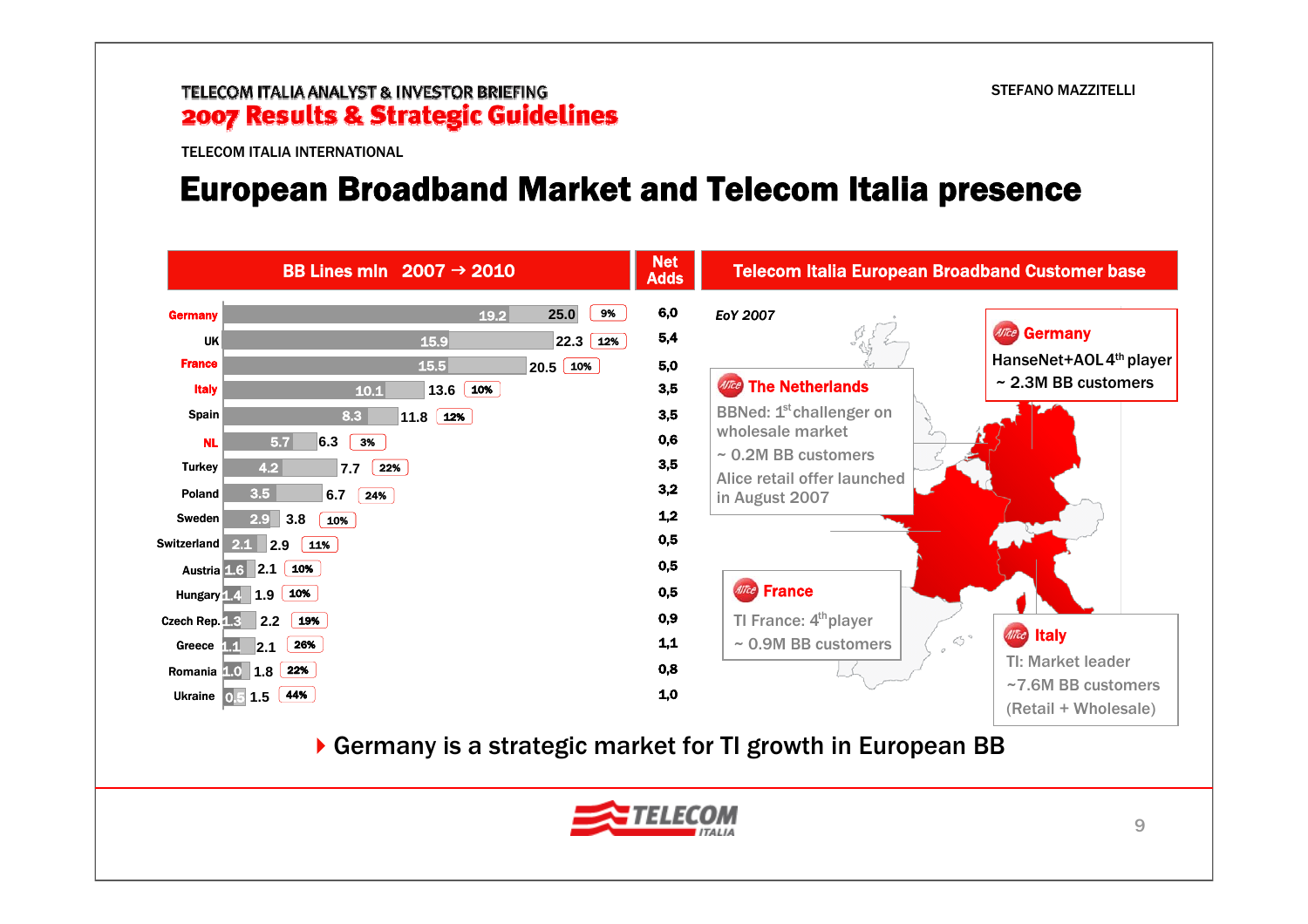TELECOM ITALIA ANALYST & INVESTOR BRIEFING

**2007 Results & Strategic Guidelines**

STEFANO MAZZITELLI

TELECOM ITALIA INTERNATIONAL

# European Broadband Market and Telecom Italia presence

| Country | BB Lines mln 2007 | BB Lines mln 2010 | CAGR | Net Adds |
|---|---|---|---|---|
| Germany | 19.2 | 25.0 | 9% | 6,0 |
| UK | 15.9 | 22.3 | 12% | 5,4 |
| France | 15.5 | 20.5 | 10% | 5,0 |
| Italy | 10.1 | 13.6 | 10% | 3,5 |
| Spain | 8.3 | 11.8 | 12% | 3,5 |
| NL | 5.7 | 6.3 | 3% | 0,6 |
| Turkey | 4.2 | 7.7 | 22% | 3,5 |
| Poland | 3.5 | 6.7 | 24% | 3,2 |
| Sweden | 2.9 | 3.8 | 10% | 1,2 |
| Switzerland | 2.1 | 2.9 | 11% | 0,5 |
| Austria | 1.6 | 2.1 | 10% | 0,5 |
| Hungary | 1.4 | 1.9 | 10% | 0,5 |
| Czech Rep. | 1.3 | 2.2 | 19% | 0,9 |
| Greece | 1.1 | 2.1 | 26% | 1,1 |
| Romania | 1.0 | 1.8 | 22% | 0,8 |
| Ukraine | 0.5 | 1.5 | 44% | 1,0 |

**Telecom Italia European Broadband Customer base**

*EoY 2007*

**Germany**
- HanseNet+AOL 4th player
- ~ 2.3M BB customers

**The Netherlands**
- BBNed: 1st challenger on wholesale market
- ~ 0.2M BB customers
- Alice retail offer launched in August 2007

**France**
- TI France: 4th player
- ~ 0.9M BB customers

**Italy**
- TI: Market leader
- ~7.6M BB customers (Retail + Wholesale)

▸ Germany is a strategic market for TI growth in European BB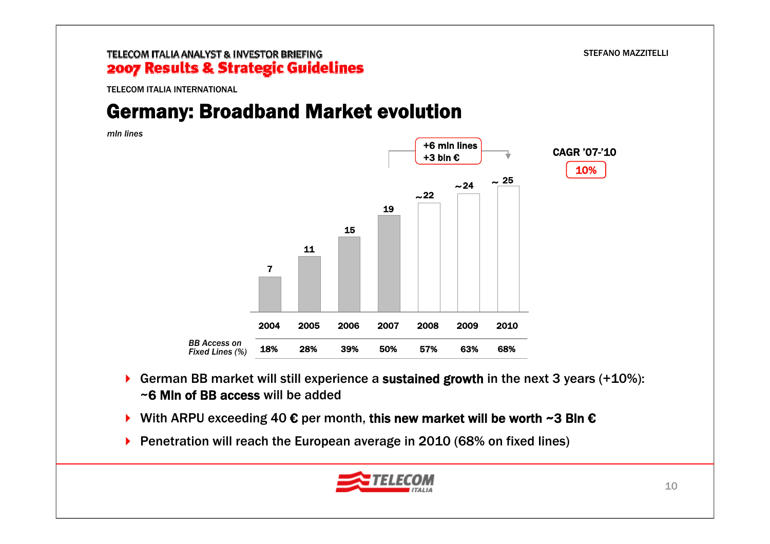TELECOM ITALIA INTERNATIONAL

# Germany: Broadband Market evolution

*mln lines*

| | 2004 | 2005 | 2006 | 2007 | 2008 | 2009 | 2010 |
|---|---|---|---|---|---|---|---|
| BB lines (mln) | 7 | 11 | 15 | 19 | ~22 | ~24 | ~ 25 |
| *BB Access on Fixed Lines (%)* | 18% | 28% | 39% | 50% | 57% | 63% | 68% |

2007–2010: **+6 mln lines**, **+3 bln €**

**CAGR '07-'10: 10%**

- German BB market will still experience a **sustained growth** in the next 3 years (+10%): **~6 Mln of BB access** will be added
- With ARPU exceeding 40 € per month, **this new market will be worth ~3 Bln €**
- Penetration will reach the European average in 2010 (68% on fixed lines)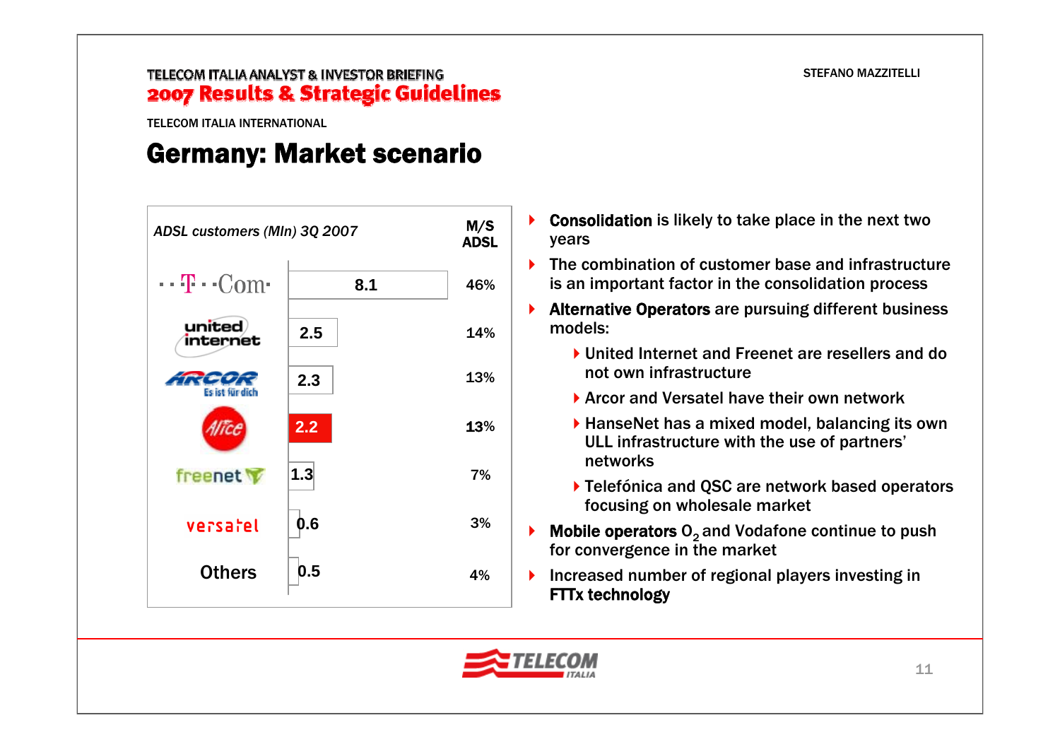TELECOM ITALIA ANALYST & INVESTOR BRIEFING
**2007 Results & Strategic Guidelines**

STEFANO MAZZITELLI

TELECOM ITALIA INTERNATIONAL

# Germany: Market scenario

| *ADSL customers (Mln) 3Q 2007* | | M/S ADSL |
|---|---|---|
| T-Com | 8.1 | 46% |
| united internet | 2.5 | 14% |
| ARCOR Es ist für dich | 2.3 | 13% |
| Alice | 2.2 | 13% |
| freenet | 1.3 | 7% |
| versatel | 0.6 | 3% |
| Others | 0.5 | 4% |

- **Consolidation** is likely to take place in the next two years
- The combination of customer base and infrastructure is an important factor in the consolidation process
- **Alternative Operators** are pursuing different business models:
  - United Internet and Freenet are resellers and do not own infrastructure
  - Arcor and Versatel have their own network
  - HanseNet has a mixed model, balancing its own ULL infrastructure with the use of partners' networks
  - Telefónica and QSC are network based operators focusing on wholesale market
- **Mobile operators** $O_2$ and Vodafone continue to push for convergence in the market
- Increased number of regional players investing in **FTTx technology**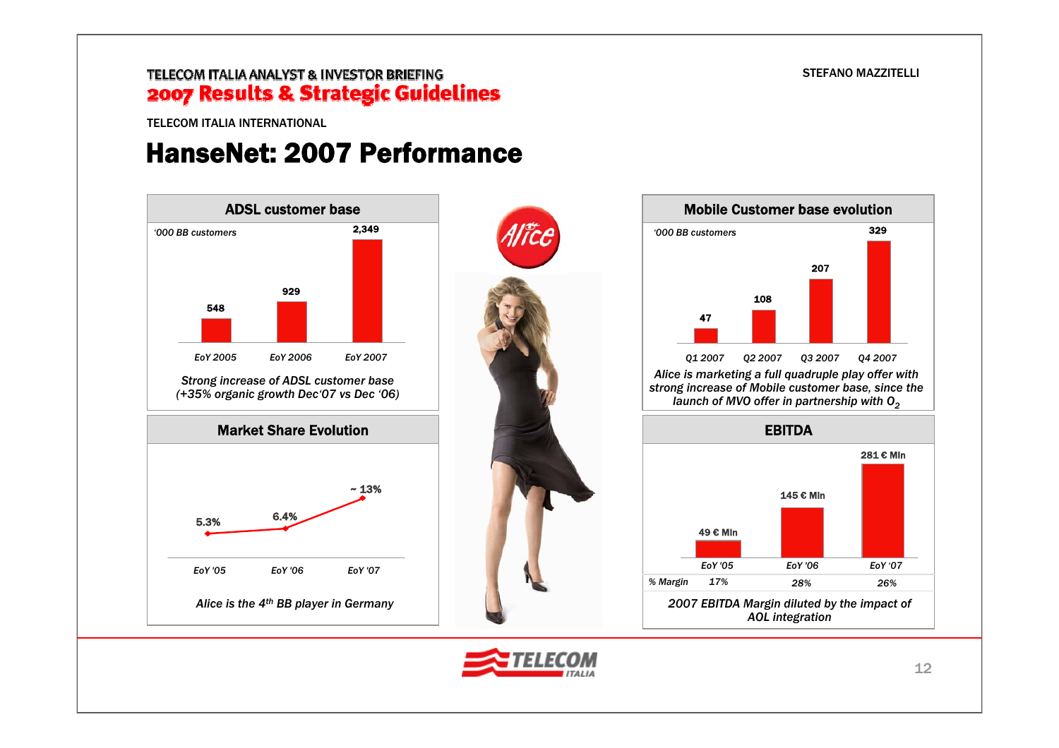TELECOM ITALIA INTERNATIONAL

# HanseNet: 2007 Performance

## ADSL customer base

*'000 BB customers*

| EoY 2005 | EoY 2006 | EoY 2007 |
|---|---|---|
| 548 | 929 | 2,349 |

*Strong increase of ADSL customer base (+35% organic growth Dec'07 vs Dec '06)*

## Mobile Customer base evolution

*'000 BB customers*

| Q1 2007 | Q2 2007 | Q3 2007 | Q4 2007 |
|---|---|---|---|
| 47 | 108 | 207 | 329 |

*Alice is marketing a full quadruple play offer with strong increase of Mobile customer base, since the launch of MVO offer in partnership with $O_2$*

## Market Share Evolution

| EoY '05 | EoY '06 | EoY '07 |
|---|---|---|
| 5.3% | 6.4% | ~ 13% |

*Alice is the 4th BB player in Germany*

## EBITDA

| | EoY '05 | EoY '06 | EoY '07 |
|---|---|---|---|
| EBITDA | 49 € Mln | 145 € Mln | 281 € Mln |
| % Margin | 17% | 28% | 26% |

*2007 EBITDA Margin diluted by the impact of AOL integration*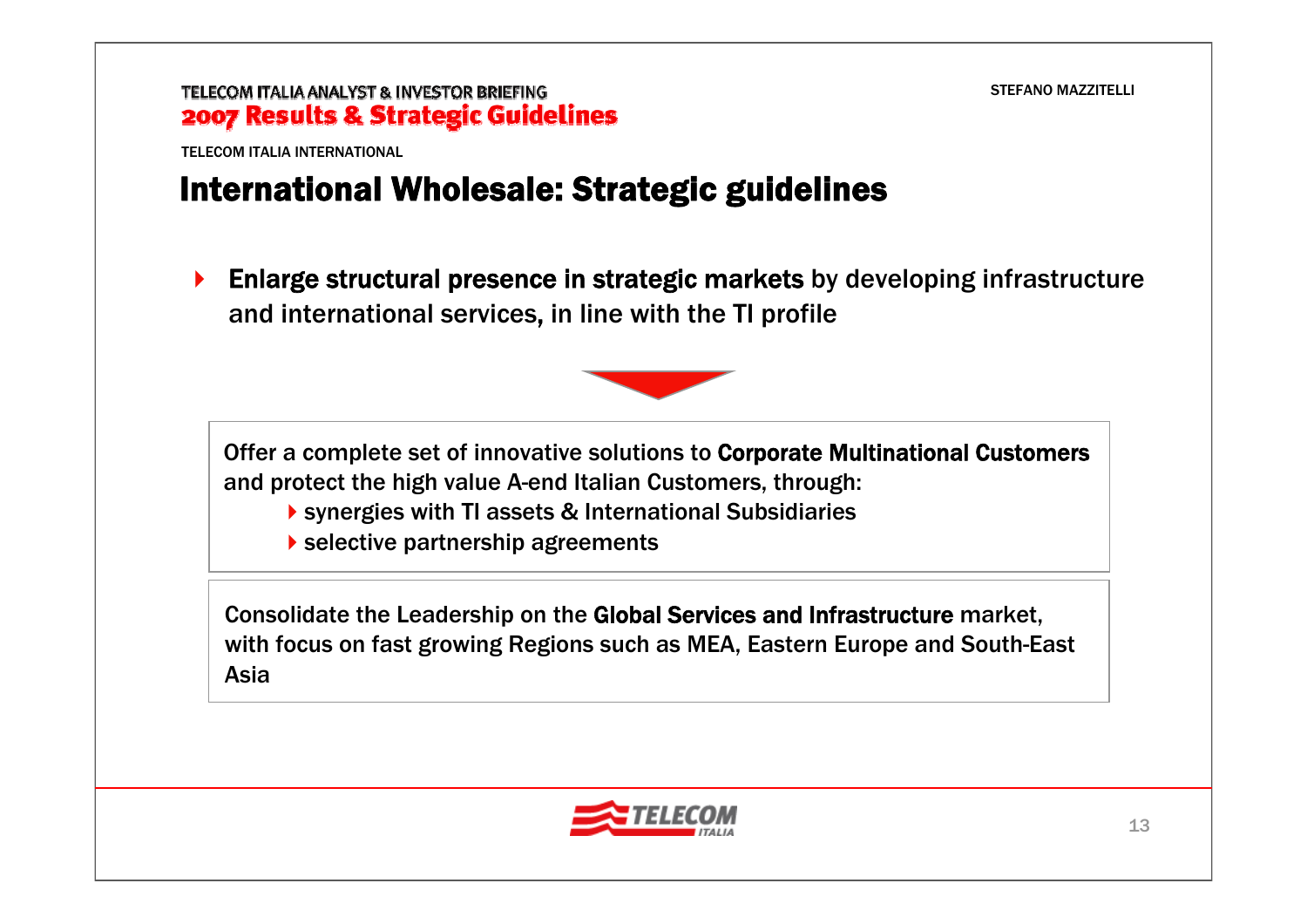TELECOM ITALIA INTERNATIONAL

# International Wholesale: Strategic guidelines

- **Enlarge structural presence in strategic markets** by developing infrastructure and international services, in line with the TI profile

Offer a complete set of innovative solutions to **Corporate Multinational Customers** and protect the high value A-end Italian Customers, through:

- synergies with TI assets & International Subsidiaries
- selective partnership agreements

Consolidate the Leadership on the **Global Services and Infrastructure** market, with focus on fast growing Regions such as MEA, Eastern Europe and South-East Asia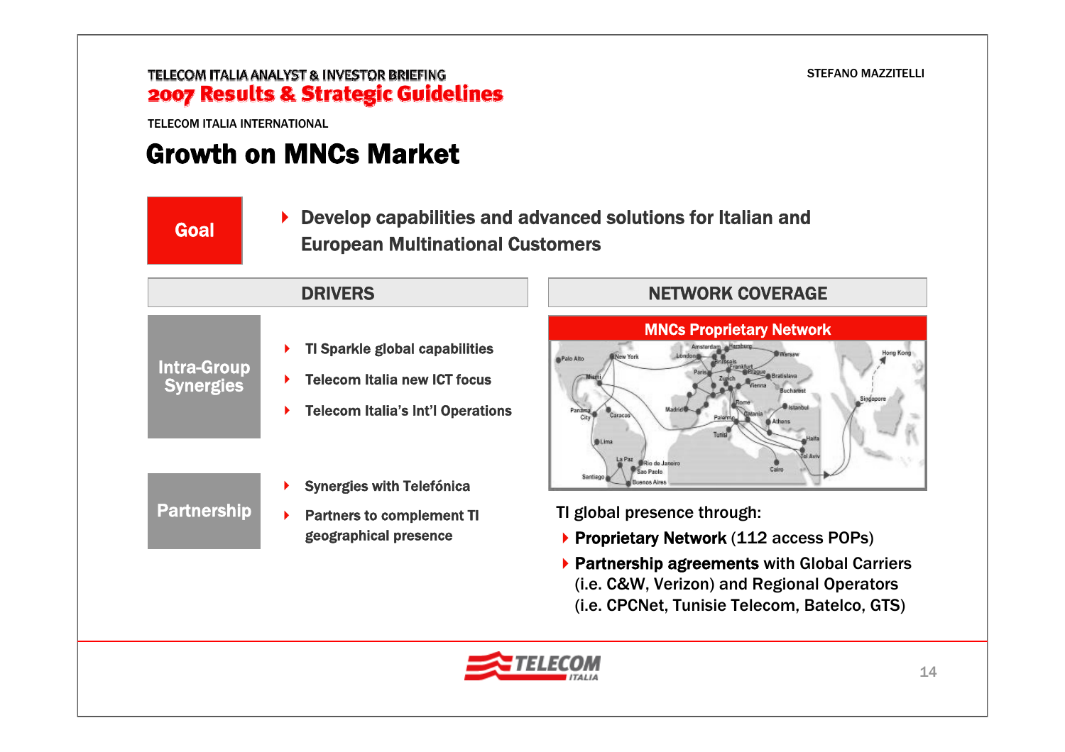# Growth on MNCs Market

**Goal**

- Develop capabilities and advanced solutions for Italian and European Multinational Customers

## DRIVERS

**Intra-Group Synergies**

- TI Sparkle global capabilities
- Telecom Italia new ICT focus
- Telecom Italia's Int'l Operations

**Partnership**

- Synergies with Telefónica
- Partners to complement TI geographical presence

## NETWORK COVERAGE

**MNCs Proprietary Network**

TI global presence through:

- **Proprietary Network** (112 access POPs)
- **Partnership agreements** with Global Carriers (i.e. C&W, Verizon) and Regional Operators (i.e. CPCNet, Tunisie Telecom, Batelco, GTS)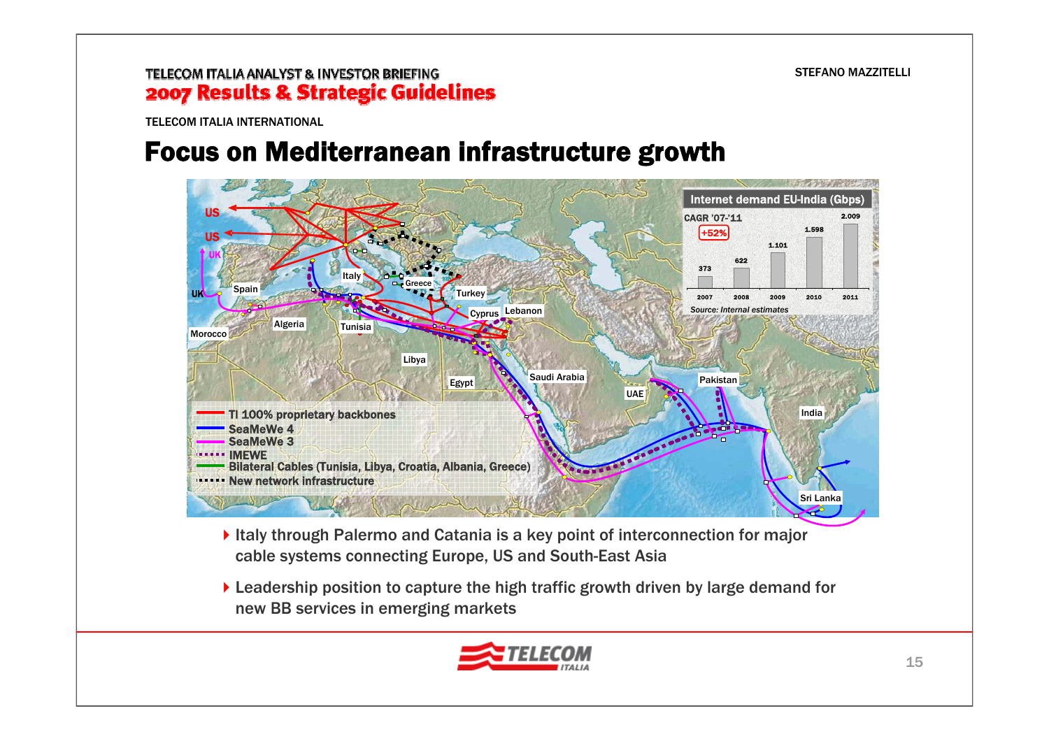TELECOM ITALIA INTERNATIONAL

# Focus on Mediterranean infrastructure growth

**Internet demand EU-India (Gbps)**

CAGR '07-'11 +52%

| 2007 | 2008 | 2009 | 2010 | 2011 |
|---|---|---|---|---|
| 373 | 622 | 1.101 | 1.598 | 2.009 |

*Source: Internal estimates*

- TI 100% proprietary backbones
- SeaMeWe 4
- SeaMeWe 3
- IMEWE
- Bilateral Cables (Tunisia, Libya, Croatia, Albania, Greece)
- New network infrastructure

- Italy through Palermo and Catania is a key point of interconnection for major cable systems connecting Europe, US and South-East Asia
- Leadership position to capture the high traffic growth driven by large demand for new BB services in emerging markets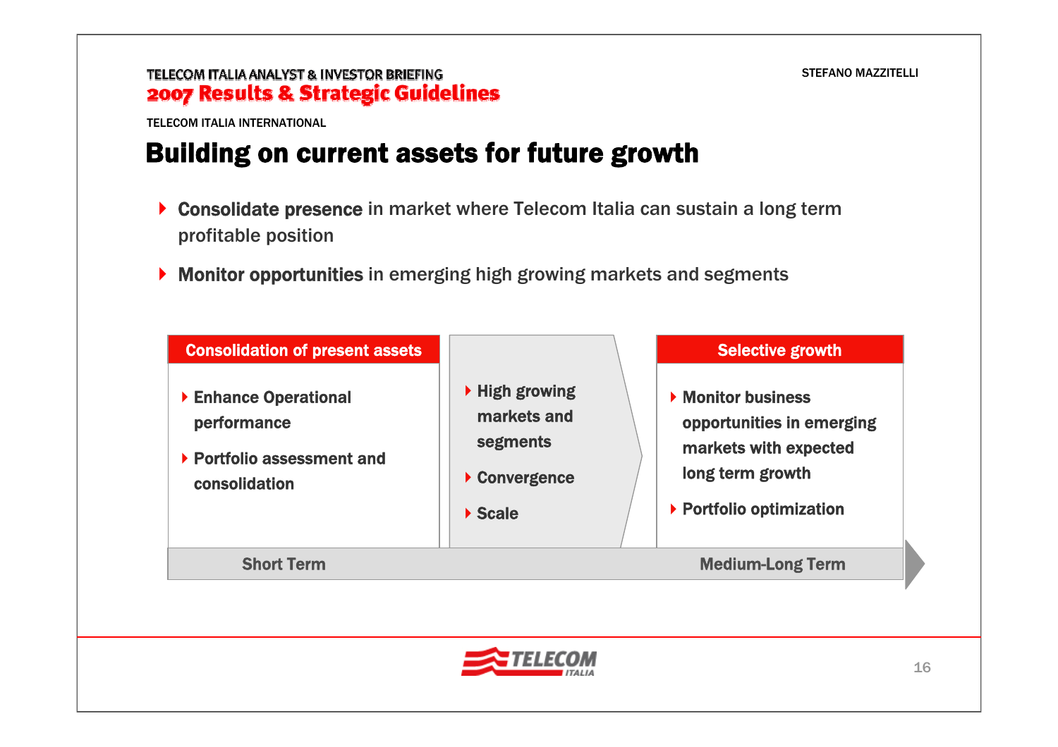TELECOM ITALIA INTERNATIONAL

# Building on current assets for future growth

- **Consolidate presence** in market where Telecom Italia can sustain a long term profitable position
- **Monitor opportunities** in emerging high growing markets and segments

**Consolidation of present assets**

- Enhance Operational performance
- Portfolio assessment and consolidation

- High growing markets and segments
- Convergence
- Scale

**Selective growth**

- Monitor business opportunities in emerging markets with expected long term growth
- Portfolio optimization

Short Term

Medium-Long Term